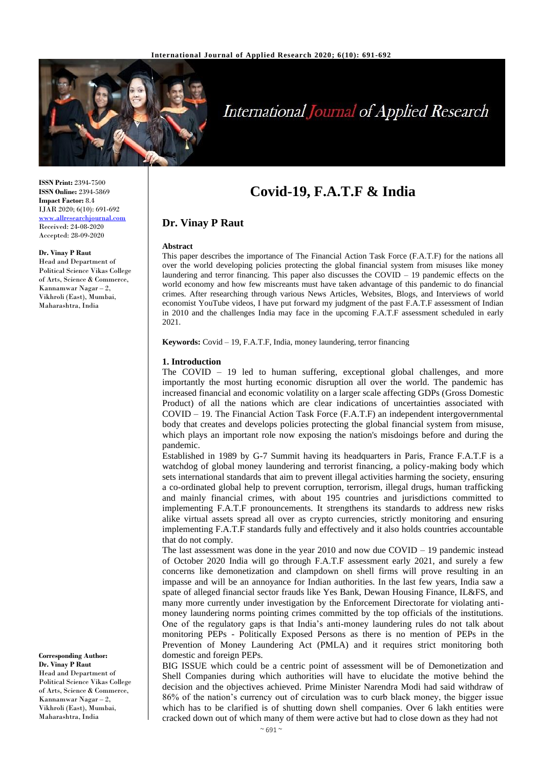# Covid-19, F.A.T.F & India

## Dr. Vinay P Raut

**ISSN Print:** 2394-7500
**ISSN Online:** 2394-5869
**Impact Factor:** 8.4
IJAR 2020; 6(10): 691-692
www.allresearchjournal.com
Received: 24-08-2020
Accepted: 28-09-2020

**Dr. Vinay P Raut**
Head and Department of Political Science Vikas College of Arts, Science & Commerce, Kannamwar Nagar – 2, Vikhroli (East), Mumbai, Maharashtra, India

**Corresponding Author:**
**Dr. Vinay P Raut**
Head and Department of Political Science Vikas College of Arts, Science & Commerce, Kannamwar Nagar – 2, Vikhroli (East), Mumbai, Maharashtra, India

### Abstract

This paper describes the importance of The Financial Action Task Force (F.A.T.F) for the nations all over the world developing policies protecting the global financial system from misuses like money laundering and terror financing. This paper also discusses the COVID – 19 pandemic effects on the world economy and how few miscreants must have taken advantage of this pandemic to do financial crimes. After researching through various News Articles, Websites, Blogs, and Interviews of world economist YouTube videos, I have put forward my judgment of the past F.A.T.F assessment of Indian in 2010 and the challenges India may face in the upcoming F.A.T.F assessment scheduled in early 2021.

**Keywords:** Covid – 19, F.A.T.F, India, money laundering, terror financing

### 1. Introduction

The COVID – 19 led to human suffering, exceptional global challenges, and more importantly the most hurting economic disruption all over the world. The pandemic has increased financial and economic volatility on a larger scale affecting GDPs (Gross Domestic Product) of all the nations which are clear indications of uncertainties associated with COVID – 19. The Financial Action Task Force (F.A.T.F) an independent intergovernmental body that creates and develops policies protecting the global financial system from misuse, which plays an important role now exposing the nation's misdoings before and during the pandemic.

Established in 1989 by G-7 Summit having its headquarters in Paris, France F.A.T.F is a watchdog of global money laundering and terrorist financing, a policy-making body which sets international standards that aim to prevent illegal activities harming the society, ensuring a co-ordinated global help to prevent corruption, terrorism, illegal drugs, human trafficking and mainly financial crimes, with about 195 countries and jurisdictions committed to implementing F.A.T.F pronouncements. It strengthens its standards to address new risks alike virtual assets spread all over as crypto currencies, strictly monitoring and ensuring implementing F.A.T.F standards fully and effectively and it also holds countries accountable that do not comply.

The last assessment was done in the year 2010 and now due COVID – 19 pandemic instead of October 2020 India will go through F.A.T.F assessment early 2021, and surely a few concerns like demonetization and clampdown on shell firms will prove resulting in an impasse and will be an annoyance for Indian authorities. In the last few years, India saw a spate of alleged financial sector frauds like Yes Bank, Dewan Housing Finance, IL&FS, and many more currently under investigation by the Enforcement Directorate for violating anti-money laundering norms pointing crimes committed by the top officials of the institutions. One of the regulatory gaps is that India's anti-money laundering rules do not talk about monitoring PEPs - Politically Exposed Persons as there is no mention of PEPs in the Prevention of Money Laundering Act (PMLA) and it requires strict monitoring both domestic and foreign PEPs.

BIG ISSUE which could be a centric point of assessment will be of Demonetization and Shell Companies during which authorities will have to elucidate the motive behind the decision and the objectives achieved. Prime Minister Narendra Modi had said withdraw of 86% of the nation's currency out of circulation was to curb black money, the bigger issue which has to be clarified is of shutting down shell companies. Over 6 lakh entities were cracked down out of which many of them were active but had to close down as they had not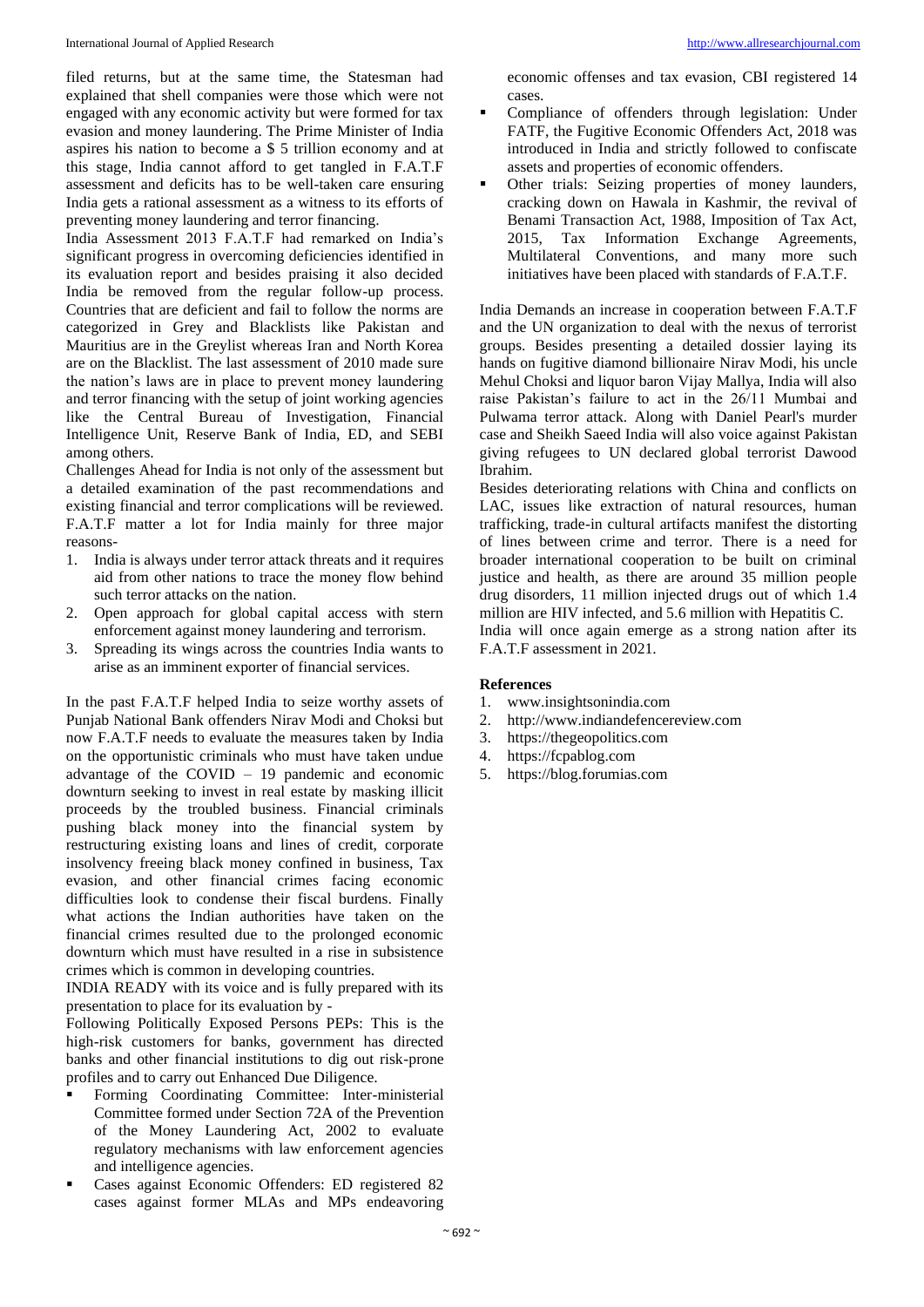filed returns, but at the same time, the Statesman had explained that shell companies were those which were not engaged with any economic activity but were formed for tax evasion and money laundering. The Prime Minister of India aspires his nation to become a $ 5 trillion economy and at this stage, India cannot afford to get tangled in F.A.T.F assessment and deficits has to be well-taken care ensuring India gets a rational assessment as a witness to its efforts of preventing money laundering and terror financing.

India Assessment 2013 F.A.T.F had remarked on India's significant progress in overcoming deficiencies identified in its evaluation report and besides praising it also decided India be removed from the regular follow-up process. Countries that are deficient and fail to follow the norms are categorized in Grey and Blacklists like Pakistan and Mauritius are in the Greylist whereas Iran and North Korea are on the Blacklist. The last assessment of 2010 made sure the nation's laws are in place to prevent money laundering and terror financing with the setup of joint working agencies like the Central Bureau of Investigation, Financial Intelligence Unit, Reserve Bank of India, ED, and SEBI among others.

Challenges Ahead for India is not only of the assessment but a detailed examination of the past recommendations and existing financial and terror complications will be reviewed. F.A.T.F matter a lot for India mainly for three major reasons-

1. India is always under terror attack threats and it requires aid from other nations to trace the money flow behind such terror attacks on the nation.
2. Open approach for global capital access with stern enforcement against money laundering and terrorism.
3. Spreading its wings across the countries India wants to arise as an imminent exporter of financial services.

In the past F.A.T.F helped India to seize worthy assets of Punjab National Bank offenders Nirav Modi and Choksi but now F.A.T.F needs to evaluate the measures taken by India on the opportunistic criminals who must have taken undue advantage of the COVID – 19 pandemic and economic downturn seeking to invest in real estate by masking illicit proceeds by the troubled business. Financial criminals pushing black money into the financial system by restructuring existing loans and lines of credit, corporate insolvency freeing black money confined in business, Tax evasion, and other financial crimes facing economic difficulties look to condense their fiscal burdens. Finally what actions the Indian authorities have taken on the financial crimes resulted due to the prolonged economic downturn which must have resulted in a rise in subsistence crimes which is common in developing countries.

INDIA READY with its voice and is fully prepared with its presentation to place for its evaluation by -

Following Politically Exposed Persons PEPs: This is the high-risk customers for banks, government has directed banks and other financial institutions to dig out risk-prone profiles and to carry out Enhanced Due Diligence.

- Forming Coordinating Committee: Inter-ministerial Committee formed under Section 72A of the Prevention of the Money Laundering Act, 2002 to evaluate regulatory mechanisms with law enforcement agencies and intelligence agencies.
- Cases against Economic Offenders: ED registered 82 cases against former MLAs and MPs endeavoring economic offenses and tax evasion, CBI registered 14 cases.
- Compliance of offenders through legislation: Under FATF, the Fugitive Economic Offenders Act, 2018 was introduced in India and strictly followed to confiscate assets and properties of economic offenders.
- Other trials: Seizing properties of money launders, cracking down on Hawala in Kashmir, the revival of Benami Transaction Act, 1988, Imposition of Tax Act, 2015, Tax Information Exchange Agreements, Multilateral Conventions, and many more such initiatives have been placed with standards of F.A.T.F.

India Demands an increase in cooperation between F.A.T.F and the UN organization to deal with the nexus of terrorist groups. Besides presenting a detailed dossier laying its hands on fugitive diamond billionaire Nirav Modi, his uncle Mehul Choksi and liquor baron Vijay Mallya, India will also raise Pakistan's failure to act in the 26/11 Mumbai and Pulwama terror attack. Along with Daniel Pearl's murder case and Sheikh Saeed India will also voice against Pakistan giving refugees to UN declared global terrorist Dawood Ibrahim.

Besides deteriorating relations with China and conflicts on LAC, issues like extraction of natural resources, human trafficking, trade-in cultural artifacts manifest the distorting of lines between crime and terror. There is a need for broader international cooperation to be built on criminal justice and health, as there are around 35 million people drug disorders, 11 million injected drugs out of which 1.4 million are HIV infected, and 5.6 million with Hepatitis C.

India will once again emerge as a strong nation after its F.A.T.F assessment in 2021.

## References

1. www.insightsonindia.com
2. http://www.indiandefencereview.com
3. https://thegeopolitics.com
4. https://fcpablog.com
5. https://blog.forumias.com